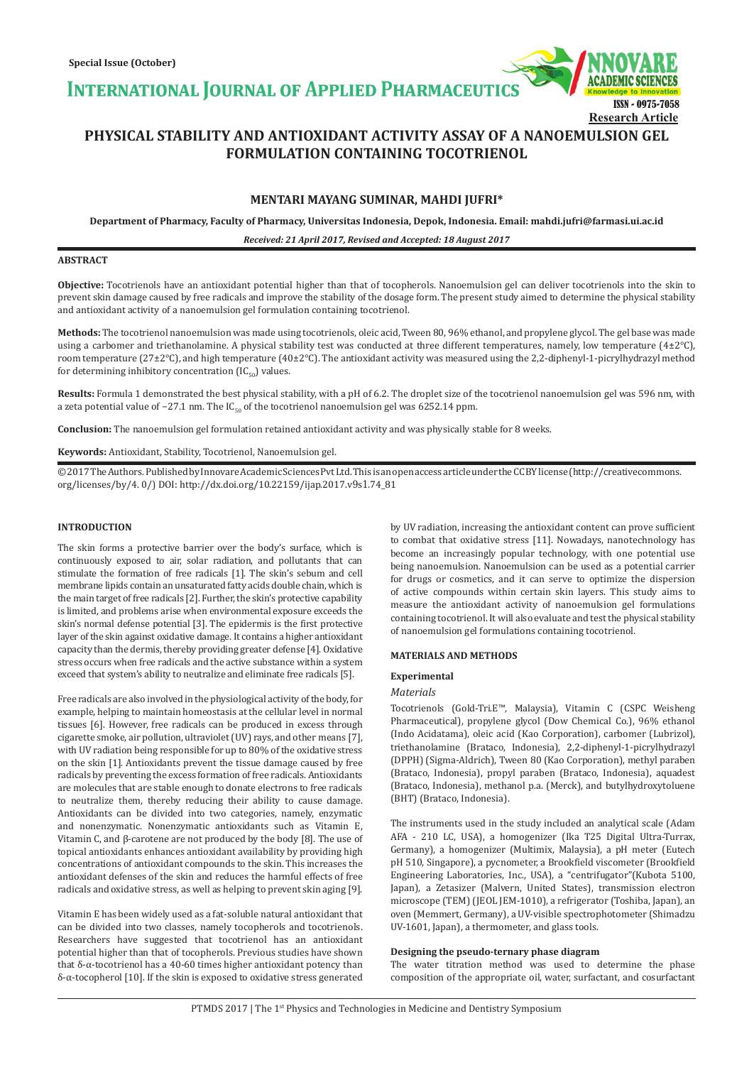Special Issue (October)

# INTERNATIONAL JOURNAL OF APPLIED PHARMACEUTICS

ISSN - 0975-7058

Research Article

# PHYSICAL STABILITY AND ANTIOXIDANT ACTIVITY ASSAY OF A NANOEMULSION GEL FORMULATION CONTAINING TOCOTRIENOL

**MENTARI MAYANG SUMINAR, MAHDI JUFRI***

**Department of Pharmacy, Faculty of Pharmacy, Universitas Indonesia, Depok, Indonesia. Email: mahdi.jufri@farmasi.ui.ac.id**

***Received: 21 April 2017, Revised and Accepted: 18 August 2017***

## ABSTRACT

**Objective:** Tocotrienols have an antioxidant potential higher than that of tocopherols. Nanoemulsion gel can deliver tocotrienols into the skin to prevent skin damage caused by free radicals and improve the stability of the dosage form. The present study aimed to determine the physical stability and antioxidant activity of a nanoemulsion gel formulation containing tocotrienol.

**Methods:** The tocotrienol nanoemulsion was made using tocotrienols, oleic acid, Tween 80, 96% ethanol, and propylene glycol. The gel base was made using a carbomer and triethanolamine. A physical stability test was conducted at three different temperatures, namely, low temperature (4±2°C), room temperature (27±2°C), and high temperature (40±2°C). The antioxidant activity was measured using the 2,2-diphenyl-1-picrylhydrazyl method for determining inhibitory concentration ($IC_{50}$) values.

**Results:** Formula 1 demonstrated the best physical stability, with a pH of 6.2. The droplet size of the tocotrienol nanoemulsion gel was 596 nm, with a zeta potential value of −27.1 nm. The $IC_{50}$ of the tocotrienol nanoemulsion gel was 6252.14 ppm.

**Conclusion:** The nanoemulsion gel formulation retained antioxidant activity and was physically stable for 8 weeks.

**Keywords:** Antioxidant, Stability, Tocotrienol, Nanoemulsion gel.

© 2017 The Authors. Published by Innovare Academic Sciences Pvt Ltd. This is an open access article under the CC BY license (http://creativecommons.org/licenses/by/4. 0/) DOI: http://dx.doi.org/10.22159/ijap.2017.v9s1.74_81

## INTRODUCTION

The skin forms a protective barrier over the body's surface, which is continuously exposed to air, solar radiation, and pollutants that can stimulate the formation of free radicals [1]. The skin's sebum and cell membrane lipids contain an unsaturated fatty acids double chain, which is the main target of free radicals [2]. Further, the skin's protective capability is limited, and problems arise when environmental exposure exceeds the skin's normal defense potential [3]. The epidermis is the first protective layer of the skin against oxidative damage. It contains a higher antioxidant capacity than the dermis, thereby providing greater defense [4]. Oxidative stress occurs when free radicals and the active substance within a system exceed that system's ability to neutralize and eliminate free radicals [5].

Free radicals are also involved in the physiological activity of the body, for example, helping to maintain homeostasis at the cellular level in normal tissues [6]. However, free radicals can be produced in excess through cigarette smoke, air pollution, ultraviolet (UV) rays, and other means [7], with UV radiation being responsible for up to 80% of the oxidative stress on the skin [1]. Antioxidants prevent the tissue damage caused by free radicals by preventing the excess formation of free radicals. Antioxidants are molecules that are stable enough to donate electrons to free radicals to neutralize them, thereby reducing their ability to cause damage. Antioxidants can be divided into two categories, namely, enzymatic and nonenzymatic. Nonenzymatic antioxidants such as Vitamin E, Vitamin C, and β-carotene are not produced by the body [8]. The use of topical antioxidants enhances antioxidant availability by providing high concentrations of antioxidant compounds to the skin. This increases the antioxidant defenses of the skin and reduces the harmful effects of free radicals and oxidative stress, as well as helping to prevent skin aging [9].

Vitamin E has been widely used as a fat-soluble natural antioxidant that can be divided into two classes, namely tocopherols and tocotrienols. Researchers have suggested that tocotrienol has an antioxidant potential higher than that of tocopherols. Previous studies have shown that δ-α-tocotrienol has a 40-60 times higher antioxidant potency than δ-α-tocopherol [10]. If the skin is exposed to oxidative stress generated by UV radiation, increasing the antioxidant content can prove sufficient to combat that oxidative stress [11]. Nowadays, nanotechnology has become an increasingly popular technology, with one potential use being nanoemulsion. Nanoemulsion can be used as a potential carrier for drugs or cosmetics, and it can serve to optimize the dispersion of active compounds within certain skin layers. This study aims to measure the antioxidant activity of nanoemulsion gel formulations containing tocotrienol. It will also evaluate and test the physical stability of nanoemulsion gel formulations containing tocotrienol.

## MATERIALS AND METHODS

### Experimental

*Materials*

Tocotrienols (Gold-Tri.E™, Malaysia), Vitamin C (CSPC Weisheng Pharmaceutical), propylene glycol (Dow Chemical Co.), 96% ethanol (Indo Acidatama), oleic acid (Kao Corporation), carbomer (Lubrizol), triethanolamine (Brataco, Indonesia), 2,2-diphenyl-1-picrylhydrazyl (DPPH) (Sigma-Aldrich), Tween 80 (Kao Corporation), methyl paraben (Brataco, Indonesia), propyl paraben (Brataco, Indonesia), aquadest (Brataco, Indonesia), methanol p.a. (Merck), and butylhydroxytoluene (BHT) (Brataco, Indonesia).

The instruments used in the study included an analytical scale (Adam AFA - 210 LC, USA), a homogenizer (Ika T25 Digital Ultra-Turrax, Germany), a homogenizer (Multimix, Malaysia), a pH meter (Eutech pH 510, Singapore), a pycnometer, a Brookfield viscometer (Brookfield Engineering Laboratories, Inc., USA), a "centrifugator"(Kubota 5100, Japan), a Zetasizer (Malvern, United States), transmission electron microscope (TEM) (JEOL JEM-1010), a refrigerator (Toshiba, Japan), an oven (Memmert, Germany), a UV-visible spectrophotometer (Shimadzu UV-1601, Japan), a thermometer, and glass tools.

### Designing the pseudo-ternary phase diagram

The water titration method was used to determine the phase composition of the appropriate oil, water, surfactant, and cosurfactant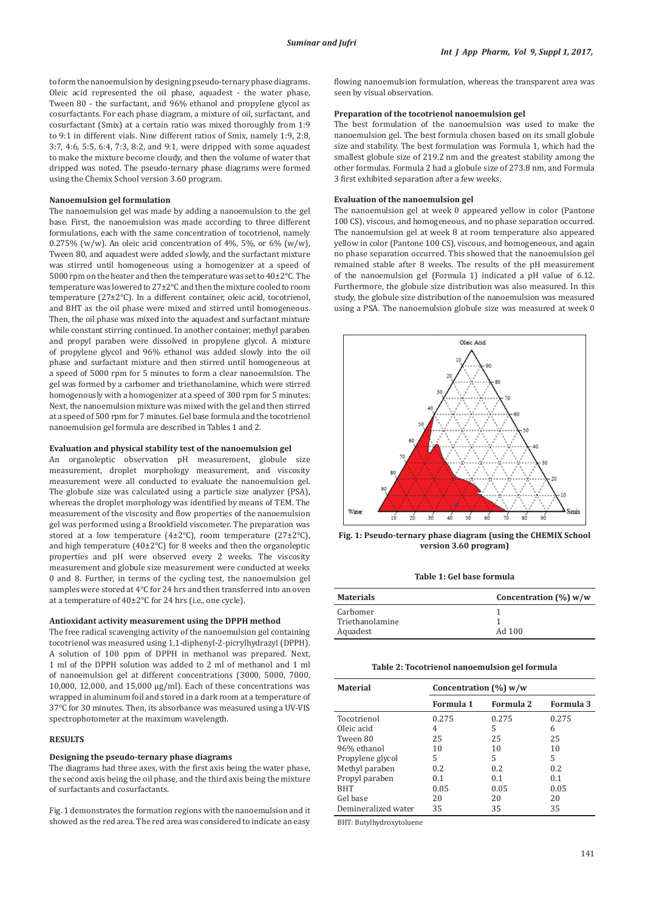to form the nanoemulsion by designing pseudo-ternary phase diagrams. Oleic acid represented the oil phase, aquadest - the water phase, Tween 80 - the surfactant, and 96% ethanol and propylene glycol as cosurfactants. For each phase diagram, a mixture of oil, surfactant, and cosurfactant (Smix) at a certain ratio was mixed thoroughly from 1:9 to 9:1 in different vials. Nine different ratios of Smix, namely 1:9, 2:8, 3:7, 4:6, 5:5, 6:4, 7:3, 8:2, and 9:1, were dripped with some aquadest to make the mixture become cloudy, and then the volume of water that dripped was noted. The pseudo-ternary phase diagrams were formed using the Chemix School version 3.60 program.

### Nanoemulsion gel formulation

The nanoemulsion gel was made by adding a nanoemulsion to the gel base. First, the nanoemulsion was made according to three different formulations, each with the same concentration of tocotrienol, namely 0.275% (w/w). An oleic acid concentration of 4%, 5%, or 6% (w/w), Tween 80, and aquadest were added slowly, and the surfactant mixture was stirred until homogeneous using a homogenizer at a speed of 5000 rpm on the heater and then the temperature was set to 40±2°C. The temperature was lowered to 27±2°C and then the mixture cooled to room temperature (27±2°C). In a different container, oleic acid, tocotrienol, and BHT as the oil phase were mixed and stirred until homogeneous. Then, the oil phase was mixed into the aquadest and surfactant mixture while constant stirring continued. In another container, methyl paraben and propyl paraben were dissolved in propylene glycol. A mixture of propylene glycol and 96% ethanol was added slowly into the oil phase and surfactant mixture and then stirred until homogeneous at a speed of 5000 rpm for 5 minutes to form a clear nanoemulsion. The gel was formed by a carbomer and triethanolamine, which were stirred homogenously with a homogenizer at a speed of 300 rpm for 5 minutes. Next, the nanoemulsion mixture was mixed with the gel and then stirred at a speed of 500 rpm for 7 minutes. Gel base formula and the tocotrienol nanoemulsion gel formula are described in Tables 1 and 2.

### Evaluation and physical stability test of the nanoemulsion gel

An organoleptic observation pH measurement, globule size measurement, droplet morphology measurement, and viscosity measurement were all conducted to evaluate the nanoemulsion gel. The globule size was calculated using a particle size analyzer (PSA), whereas the droplet morphology was identified by means of TEM. The measurement of the viscosity and flow properties of the nanoemulsion gel was performed using a Brookfield viscometer. The preparation was stored at a low temperature (4±2°C), room temperature (27±2°C), and high temperature (40±2°C) for 8 weeks and then the organoleptic properties and pH were observed every 2 weeks. The viscosity measurement and globule size measurement were conducted at weeks 0 and 8. Further, in terms of the cycling test, the nanoemulsion gel samples were stored at 4°C for 24 hrs and then transferred into an oven at a temperature of 40±2°C for 24 hrs (i.e., one cycle).

### Antioxidant activity measurement using the DPPH method

The free radical scavenging activity of the nanoemulsion gel containing tocotrienol was measured using 1,1-diphenyl-2-picrylhydrazyl (DPPH). A solution of 100 ppm of DPPH in methanol was prepared. Next, 1 ml of the DPPH solution was added to 2 ml of methanol and 1 ml of nanoemulsion gel at different concentrations (3000, 5000, 7000, 10,000, 12,000, and 15,000 µg/ml). Each of these concentrations was wrapped in aluminum foil and stored in a dark room at a temperature of 37°C for 30 minutes. Then, its absorbance was measured using a UV-VIS spectrophotometer at the maximum wavelength.

## RESULTS

### Designing the pseudo-ternary phase diagrams

The diagrams had three axes, with the first axis being the water phase, the second axis being the oil phase, and the third axis being the mixture of surfactants and cosurfactants.

Fig. 1 demonstrates the formation regions with the nanoemulsion and it showed as the red area. The red area was considered to indicate an easy flowing nanoemulsion formulation, whereas the transparent area was seen by visual observation.

### Preparation of the tocotrienol nanoemulsion gel

The best formulation of the nanoemulsion was used to make the nanoemulsion gel. The best formula chosen based on its small globule size and stability. The best formulation was Formula 1, which had the smallest globule size of 219.2 nm and the greatest stability among the other formulas. Formula 2 had a globule size of 273.8 nm, and Formula 3 first exhibited separation after a few weeks.

### Evaluation of the nanoemulsion gel

The nanoemulsion gel at week 0 appeared yellow in color (Pantone 100 CS), viscous, and homogeneous, and no phase separation occurred. The nanoemulsion gel at week 8 at room temperature also appeared yellow in color (Pantone 100 CS), viscous, and homogeneous, and again no phase separation occurred. This showed that the nanoemulsion gel remained stable after 8 weeks. The results of the pH measurement of the nanoemulsion gel (Formula 1) indicated a pH value of 6.12. Furthermore, the globule size distribution was also measured. In this study, the globule size distribution of the nanoemulsion was measured using a PSA. The nanoemulsion globule size was measured at week 0

**Fig. 1: Pseudo-ternary phase diagram (using the CHEMIX School version 3.60 program)**

**Table 1: Gel base formula**

| Materials | Concentration (%) w/w |
|---|---|
| Carbomer | 1 |
| Triethanolamine | 1 |
| Aquadest | Ad 100 |

**Table 2: Tocotrienol nanoemulsion gel formula**

| Material | Concentration (%) w/w | | |
|---|---|---|---|
| | Formula 1 | Formula 2 | Formula 3 |
| Tocotrienol | 0.275 | 0.275 | 0.275 |
| Oleic acid | 4 | 5 | 6 |
| Tween 80 | 25 | 25 | 25 |
| 96% ethanol | 10 | 10 | 10 |
| Propylene glycol | 5 | 5 | 5 |
| Methyl paraben | 0.2 | 0.2 | 0.2 |
| Propyl paraben | 0.1 | 0.1 | 0.1 |
| BHT | 0.05 | 0.05 | 0.05 |
| Gel base | 20 | 20 | 20 |
| Demineralized water | 35 | 35 | 35 |

BHT: Butylhydroxytoluene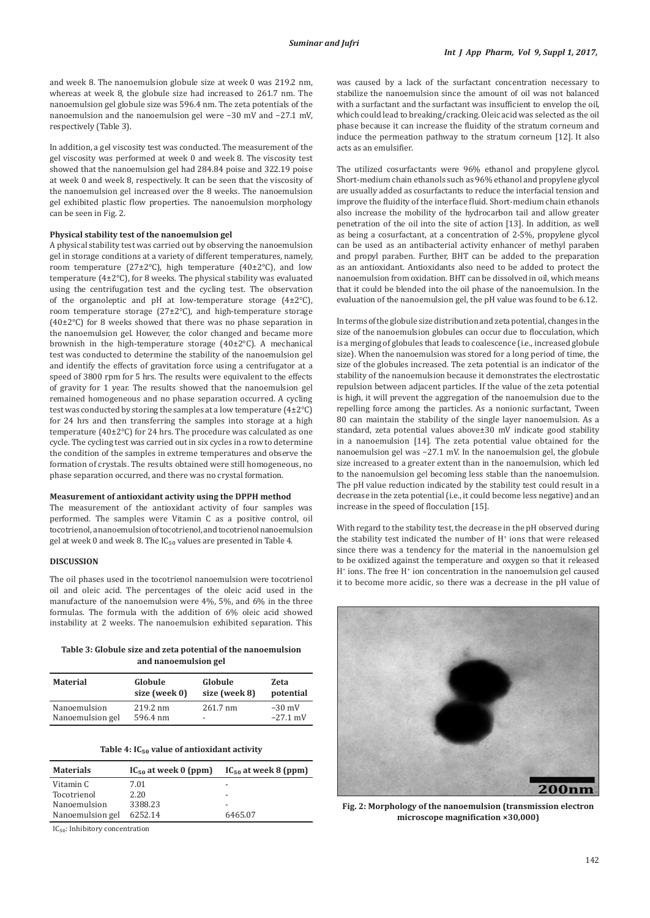and week 8. The nanoemulsion globule size at week 0 was 219.2 nm, whereas at week 8, the globule size had increased to 261.7 nm. The nanoemulsion gel globule size was 596.4 nm. The zeta potentials of the nanoemulsion and the nanoemulsion gel were −30 mV and −27.1 mV, respectively (Table 3).

In addition, a gel viscosity test was conducted. The measurement of the gel viscosity was performed at week 0 and week 8. The viscosity test showed that the nanoemulsion gel had 284.84 poise and 322.19 poise at week 0 and week 8, respectively. It can be seen that the viscosity of the nanoemulsion gel increased over the 8 weeks. The nanoemulsion gel exhibited plastic flow properties. The nanoemulsion morphology can be seen in Fig. 2.

### Physical stability test of the nanoemulsion gel

A physical stability test was carried out by observing the nanoemulsion gel in storage conditions at a variety of different temperatures, namely, room temperature (27±2°C), high temperature (40±2°C), and low temperature (4±2°C), for 8 weeks. The physical stability was evaluated using the centrifugation test and the cycling test. The observation of the organoleptic and pH at low-temperature storage (4±2°C), room temperature storage (27±2°C), and high-temperature storage (40±2°C) for 8 weeks showed that there was no phase separation in the nanoemulsion gel. However, the color changed and became more brownish in the high-temperature storage (40±2°C). A mechanical test was conducted to determine the stability of the nanoemulsion gel and identify the effects of gravitation force using a centrifugator at a speed of 3800 rpm for 5 hrs. The results were equivalent to the effects of gravity for 1 year. The results showed that the nanoemulsion gel remained homogeneous and no phase separation occurred. A cycling test was conducted by storing the samples at a low temperature (4±2°C) for 24 hrs and then transferring the samples into storage at a high temperature (40±2°C) for 24 hrs. The procedure was calculated as one cycle. The cycling test was carried out in six cycles in a row to determine the condition of the samples in extreme temperatures and observe the formation of crystals. The results obtained were still homogeneous, no phase separation occurred, and there was no crystal formation.

### Measurement of antioxidant activity using the DPPH method

The measurement of the antioxidant activity of four samples was performed. The samples were Vitamin C as a positive control, oil tocotrienol, a nanoemulsion of tocotrienol, and tocotrienol nanoemulsion gel at week 0 and week 8. The $IC_{50}$ values are presented in Table 4.

## DISCUSSION

The oil phases used in the tocotrienol nanoemulsion were tocotrienol oil and oleic acid. The percentages of the oleic acid used in the manufacture of the nanoemulsion were 4%, 5%, and 6% in the three formulas. The formula with the addition of 6% oleic acid showed instability at 2 weeks. The nanoemulsion exhibited separation. This was caused by a lack of the surfactant concentration necessary to stabilize the nanoemulsion since the amount of oil was not balanced with a surfactant and the surfactant was insufficient to envelop the oil, which could lead to breaking/cracking. Oleic acid was selected as the oil phase because it can increase the fluidity of the stratum corneum and induce the permeation pathway to the stratum corneum [12]. It also acts as an emulsifier.

The utilized cosurfactants were 96% ethanol and propylene glycol. Short-medium chain ethanols such as 96% ethanol and propylene glycol are usually added as cosurfactants to reduce the interfacial tension and improve the fluidity of the interface fluid. Short-medium chain ethanols also increase the mobility of the hydrocarbon tail and allow greater penetration of the oil into the site of action [13]. In addition, as well as being a cosurfactant, at a concentration of 2-5%, propylene glycol can be used as an antibacterial activity enhancer of methyl paraben and propyl paraben. Further, BHT can be added to the preparation as an antioxidant. Antioxidants also need to be added to protect the nanoemulsion from oxidation. BHT can be dissolved in oil, which means that it could be blended into the oil phase of the nanoemulsion. In the evaluation of the nanoemulsion gel, the pH value was found to be 6.12.

In terms of the globule size distribution and zeta potential, changes in the size of the nanoemulsion globules can occur due to flocculation, which is a merging of globules that leads to coalescence (i.e., increased globule size). When the nanoemulsion was stored for a long period of time, the size of the globules increased. The zeta potential is an indicator of the stability of the nanoemulsion because it demonstrates the electrostatic repulsion between adjacent particles. If the value of the zeta potential is high, it will prevent the aggregation of the nanoemulsion due to the repelling force among the particles. As a nonionic surfactant, Tween 80 can maintain the stability of the single layer nanoemulsion. As a standard, zeta potential values above±30 mV indicate good stability in a nanoemulsion [14]. The zeta potential value obtained for the nanoemulsion gel was −27.1 mV. In the nanoemulsion gel, the globule size increased to a greater extent than in the nanoemulsion, which led to the nanoemulsion gel becoming less stable than the nanoemulsion. The pH value reduction indicated by the stability test could result in a decrease in the zeta potential (i.e., it could become less negative) and an increase in the speed of flocculation [15].

With regard to the stability test, the decrease in the pH observed during the stability test indicated the number of $H^+$ ions that were released since there was a tendency for the material in the nanoemulsion gel to be oxidized against the temperature and oxygen so that it released $H^+$ ions. The free $H^+$ ion concentration in the nanoemulsion gel caused it to become more acidic, so there was a decrease in the pH value of

**Table 3: Globule size and zeta potential of the nanoemulsion and nanoemulsion gel**

| Material | Globule size (week 0) | Globule size (week 8) | Zeta potential |
|---|---|---|---|
| Nanoemulsion | 219.2 nm | 261.7 nm | −30 mV |
| Nanoemulsion gel | 596.4 nm | - | −27.1 mV |

**Table 4: $IC_{50}$ value of antioxidant activity**

| Materials | $IC_{50}$ at week 0 (ppm) | $IC_{50}$ at week 8 (ppm) |
|---|---|---|
| Vitamin C | 7.01 | - |
| Tocotrienol | 2.20 | - |
| Nanoemulsion | 3388.23 | - |
| Nanoemulsion gel | 6252.14 | 6465.07 |

$IC_{50}$: Inhibitory concentration

**Fig. 2: Morphology of the nanoemulsion (transmission electron microscope magnification ×30,000)**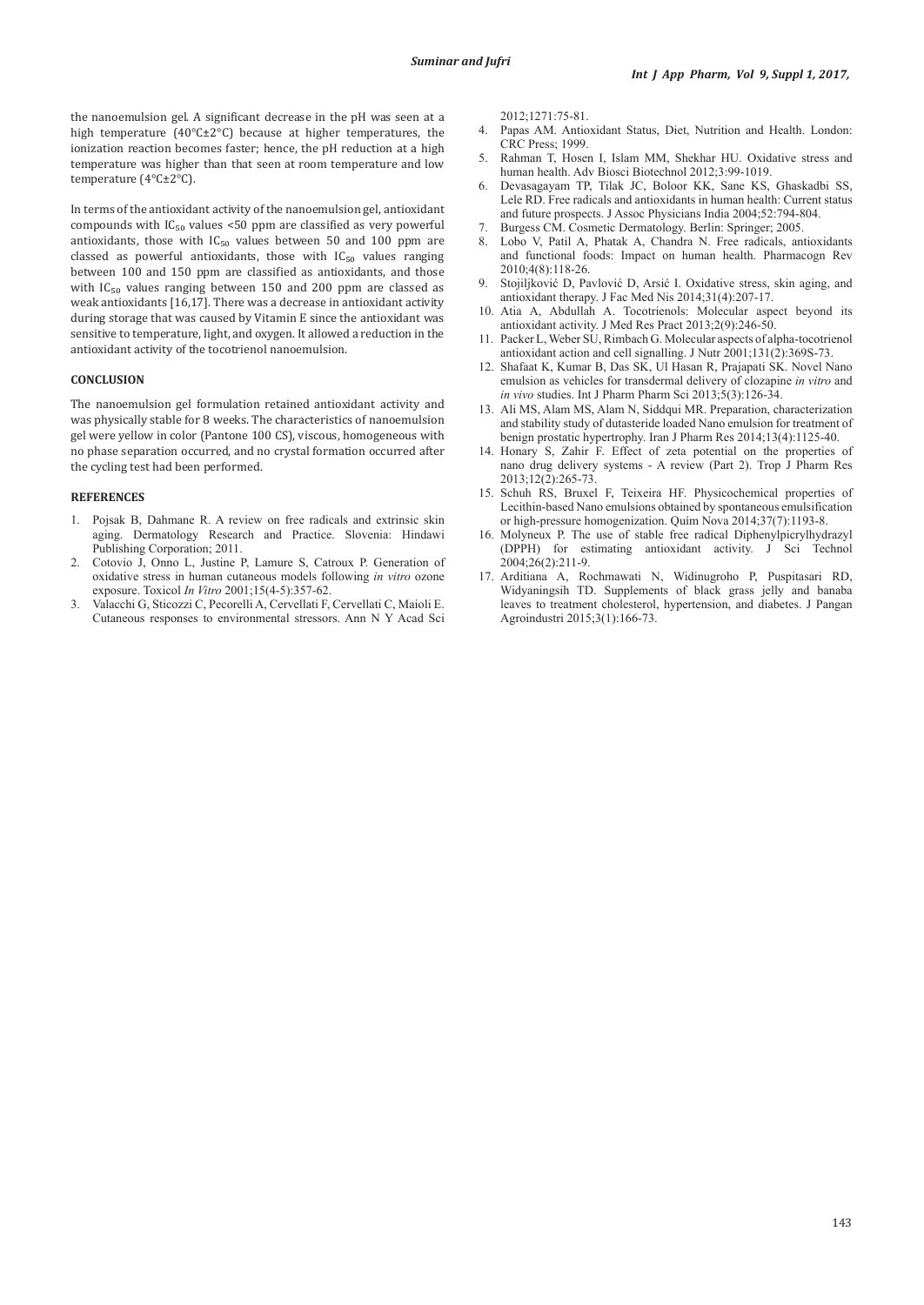the nanoemulsion gel. A significant decrease in the pH was seen at a high temperature (40°C±2°C) because at higher temperatures, the ionization reaction becomes faster; hence, the pH reduction at a high temperature was higher than that seen at room temperature and low temperature (4°C±2°C).

In terms of the antioxidant activity of the nanoemulsion gel, antioxidant compounds with $IC_{50}$ values <50 ppm are classified as very powerful antioxidants, those with $IC_{50}$ values between 50 and 100 ppm are classed as powerful antioxidants, those with $IC_{50}$ values ranging between 100 and 150 ppm are classified as antioxidants, and those with $IC_{50}$ values ranging between 150 and 200 ppm are classed as weak antioxidants [16,17]. There was a decrease in antioxidant activity during storage that was caused by Vitamin E since the antioxidant was sensitive to temperature, light, and oxygen. It allowed a reduction in the antioxidant activity of the tocotrienol nanoemulsion.

## CONCLUSION

The nanoemulsion gel formulation retained antioxidant activity and was physically stable for 8 weeks. The characteristics of nanoemulsion gel were yellow in color (Pantone 100 CS), viscous, homogeneous with no phase separation occurred, and no crystal formation occurred after the cycling test had been performed.

## REFERENCES

1. Pojsak B, Dahmane R. A review on free radicals and extrinsic skin aging. Dermatology Research and Practice. Slovenia: Hindawi Publishing Corporation; 2011.
2. Cotovio J, Onno L, Justine P, Lamure S, Catroux P. Generation of oxidative stress in human cutaneous models following *in vitro* ozone exposure. Toxicol *In Vitro* 2001;15(4-5):357-62.
3. Valacchi G, Sticozzi C, Pecorelli A, Cervellati F, Cervellati C, Maioli E. Cutaneous responses to environmental stressors. Ann N Y Acad Sci 2012;1271:75-81.
4. Papas AM. Antioxidant Status, Diet, Nutrition and Health. London: CRC Press; 1999.
5. Rahman T, Hosen I, Islam MM, Shekhar HU. Oxidative stress and human health. Adv Biosci Biotechnol 2012;3:99-1019.
6. Devasagayam TP, Tilak JC, Boloor KK, Sane KS, Ghaskadbi SS, Lele RD. Free radicals and antioxidants in human health: Current status and future prospects. J Assoc Physicians India 2004;52:794-804.
7. Burgess CM. Cosmetic Dermatology. Berlin: Springer; 2005.
8. Lobo V, Patil A, Phatak A, Chandra N. Free radicals, antioxidants and functional foods: Impact on human health. Pharmacogn Rev 2010;4(8):118-26.
9. Stojiljković D, Pavlović D, Arsić I. Oxidative stress, skin aging, and antioxidant therapy. J Fac Med Nis 2014;31(4):207-17.
10. Atia A, Abdullah A. Tocotrienols: Molecular aspect beyond its antioxidant activity. J Med Res Pract 2013;2(9):246-50.
11. Packer L, Weber SU, Rimbach G. Molecular aspects of alpha-tocotrienol antioxidant action and cell signalling. J Nutr 2001;131(2):369S-73.
12. Shafaat K, Kumar B, Das SK, Ul Hasan R, Prajapati SK. Novel Nano emulsion as vehicles for transdermal delivery of clozapine *in vitro* and *in vivo* studies. Int J Pharm Pharm Sci 2013;5(3):126-34.
13. Ali MS, Alam MS, Alam N, Siddqui MR. Preparation, characterization and stability study of dutasteride loaded Nano emulsion for treatment of benign prostatic hypertrophy. Iran J Pharm Res 2014;13(4):1125-40.
14. Honary S, Zahir F. Effect of zeta potential on the properties of nano drug delivery systems - A review (Part 2). Trop J Pharm Res 2013;12(2):265-73.
15. Schuh RS, Bruxel F, Teixeira HF. Physicochemical properties of Lecithin-based Nano emulsions obtained by spontaneous emulsification or high-pressure homogenization. Quím Nova 2014;37(7):1193-8.
16. Molyneux P. The use of stable free radical Diphenylpicrylhydrazyl (DPPH) for estimating antioxidant activity. J Sci Technol 2004;26(2):211-9.
17. Arditiana A, Rochmawati N, Widinugroho P, Puspitasari RD, Widyaningsih TD. Supplements of black grass jelly and banaba leaves to treatment cholesterol, hypertension, and diabetes. J Pangan Agroindustri 2015;3(1):166-73.